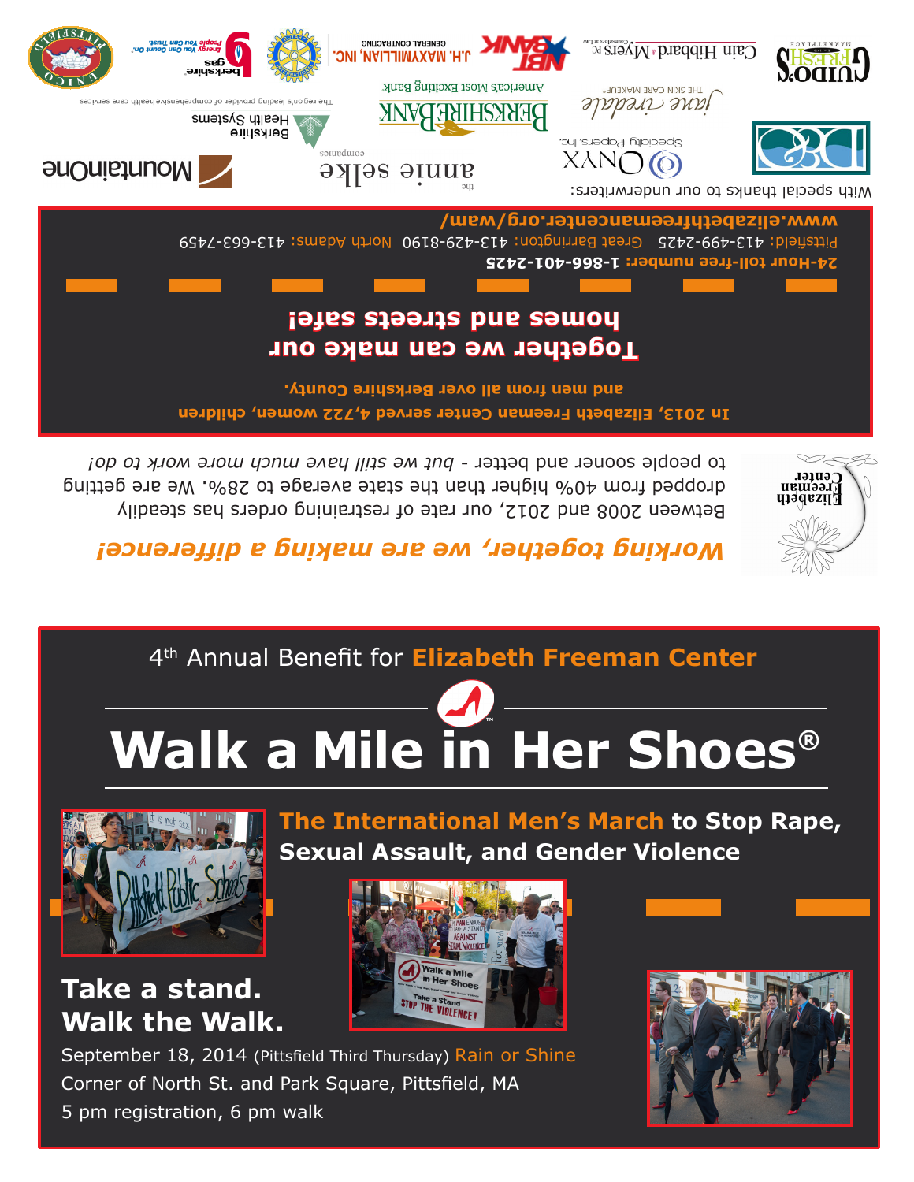## Working together, we are making a difference!

Between 2008 and 2012, our rate of restraining orders has steadily dropped from 40% higher than the state average to 28%. We are getting to people sooner and better - *but we still have much more work to do!*

**In 2013, Elizabeth Freeman Center served 4,722 women, children and men from all over Berkshire County.**

**Together we can make our homes and streets safe!**

**24-Hour toll-free number: 1-866-401-2425**

Pittsfield: 413-499-2425 Great Barrington: 413-429-8190 North Adams: 413-663-7459

**www.elizabethfreemancenter.org/wam/**

With special thanks to our underwriters:

Guido's Fresh Marketplace; Cain Hibbard & Myers PC; NBT Bank; J.H. Maxymillian, Inc. General Contracting; Rotary International; Berkshire Gas — Energy You Can Count On. People You Can Trust.; Pittsfield Unico; Jane Iredale — The Skin Care Makeup; Berkshire Bank — America's Most Exciting Bank; Berkshire Health Systems — The region's leading provider of comprehensive health care services; Onyx Specialty Papers, Inc.; the annie selke companies; MountainOne

4th Annual Benefit for **Elizabeth Freeman Center**

# Walk a Mile in Her Shoes®

**The International Men's March to Stop Rape, Sexual Assault, and Gender Violence**

## Take a stand. Walk the Walk.

September 18, 2014 (Pittsfield Third Thursday) Rain or Shine
Corner of North St. and Park Square, Pittsfield, MA
5 pm registration, 6 pm walk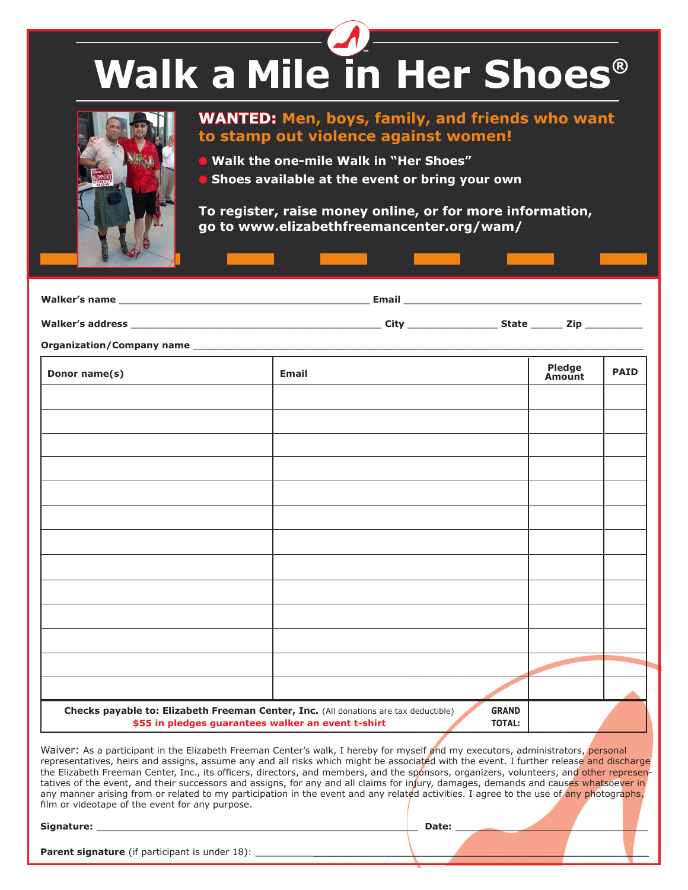# Walk a Mile in Her Shoes®

**WANTED: Men, boys, family, and friends who want to stamp out violence against women!**

- **Walk the one-mile Walk in "Her Shoes"**
- **Shoes available at the event or bring your own**

**To register, raise money online, or for more information, go to www.elizabethfreemancenter.org/wam/**

**Walker's name** ____________________ **Email** ____________________

**Walker's address** ____________________ **City** __________ **State** _____ **Zip** _______

**Organization/Company name** ____________________

| Donor name(s) | Email | Pledge Amount | PAID |
|---|---|---|---|
| | | | |
| | | | |
| | | | |
| | | | |
| | | | |
| | | | |
| | | | |
| | | | |
| | | | |
| | | | |
| | | | |
| | | | |
| | | | |
| **Checks payable to: Elizabeth Freeman Center, Inc.** (All donations are tax deductible) **$55 in pledges guarantees walker an event t-shirt** | | **GRAND TOTAL:** | |

Waiver: As a participant in the Elizabeth Freeman Center's walk, I hereby for myself and my executors, administrators, personal representatives, heirs and assigns, assume any and all risks which might be associated with the event. I further release and discharge the Elizabeth Freeman Center, Inc., its officers, directors, and members, and the sponsors, organizers, volunteers, and other representatives of the event, and their successors and assigns, for any and all claims for injury, damages, demands and causes whatsoever in any manner arising from or related to my participation in the event and any related activities. I agree to the use of any photographs, film or videotape of the event for any purpose.

**Signature:** ____________________ **Date:** ____________________

**Parent signature** (if participant is under 18): ____________________